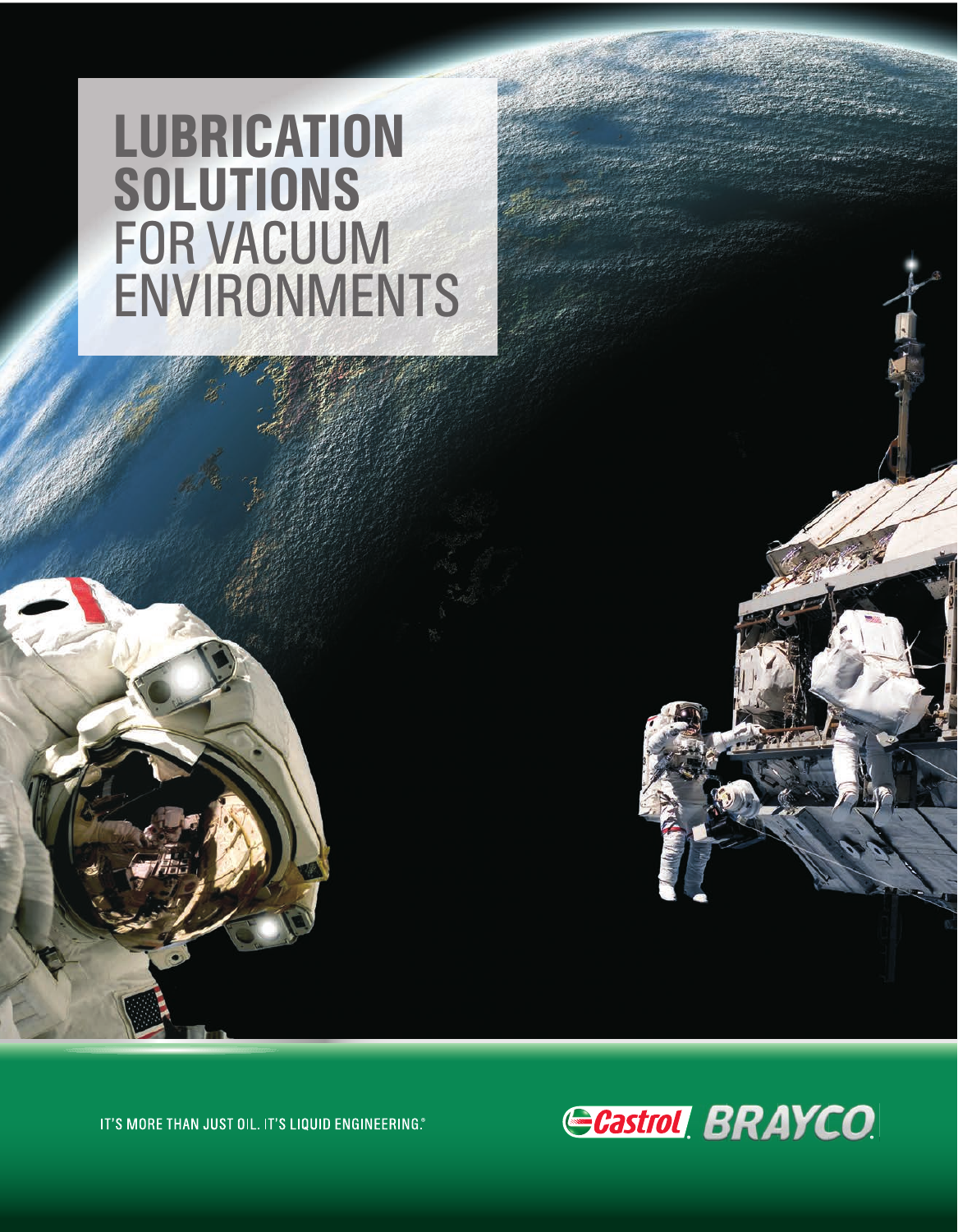# LUBRICATION SOLUTIONS FOR VACUUM ENVIRONMENTS

IT'S MORE THAN JUST OIL. IT'S LIQUID ENGINEERING.®

Castrol BRAYCO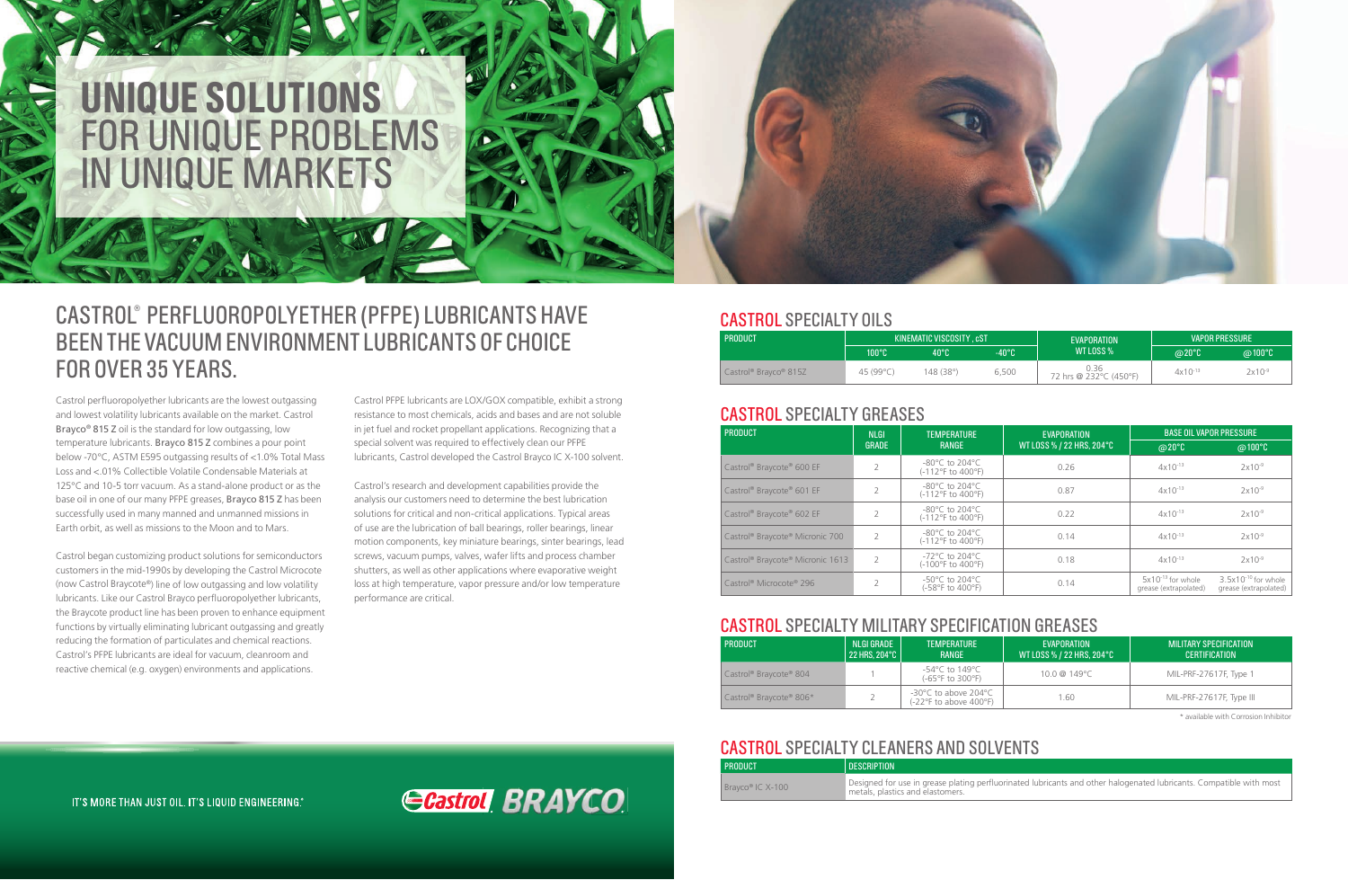# UNIQUE SOLUTIONS FOR UNIQUE PROBLEMS IN UNIQUE MARKETS

## CASTROL® PERFLUOROPOLYETHER (PFPE) LUBRICANTS HAVE BEEN THE VACUUM ENVIRONMENT LUBRICANTS OF CHOICE FOR OVER 35 YEARS.

Castrol perfluoropolyether lubricants are the lowest outgassing and lowest volatility lubricants available on the market. Castrol Brayco® 815 Z oil is the standard for low outgassing, low temperature lubricants. Brayco 815 Z combines a pour point below -70°C, ASTM E595 outgassing results of <1.0% Total Mass Loss and <.01% Collectible Volatile Condensable Materials at 125°C and 10-5 torr vacuum. As a stand-alone product or as the base oil in one of our many PFPE greases, Brayco 815 Z has been successfully used in many manned and unmanned missions in Earth orbit, as well as missions to the Moon and to Mars.

Castrol began customizing product solutions for semiconductors customers in the mid-1990s by developing the Castrol Microcote (now Castrol Braycote®) line of low outgassing and low volatility lubricants. Like our Castrol Brayco perfluoropolyether lubricants, the Braycote product line has been proven to enhance equipment functions by virtually eliminating lubricant outgassing and greatly reducing the formation of particulates and chemical reactions. Castrol's PFPE lubricants are ideal for vacuum, cleanroom and reactive chemical (e.g. oxygen) environments and applications.

Castrol PFPE lubricants are LOX/GOX compatible, exhibit a strong resistance to most chemicals, acids and bases and are not soluble in jet fuel and rocket propellant applications. Recognizing that a special solvent was required to effectively clean our PFPE lubricants, Castrol developed the Castrol Brayco IC X-100 solvent.

Castrol's research and development capabilities provide the analysis our customers need to determine the best lubrication solutions for critical and non-critical applications. Typical areas of use are the lubrication of ball bearings, roller bearings, linear motion components, key miniature bearings, sinter bearings, lead screws, vacuum pumps, valves, wafer lifts and process chamber shutters, as well as other applications where evaporative weight loss at high temperature, vapor pressure and/or low temperature performance are critical.

IT'S MORE THAN JUST OIL. IT'S LIQUID ENGINEERING.®

## CASTROL SPECIALTY OILS

| PRODUCT | KINEMATIC VISCOSITY, cST | | | EVAPORATION WT LOSS % | VAPOR PRESSURE | |
|---|---|---|---|---|---|---|
| | 100°C | 40°C | -40°C | | @20°C | @100°C |
| Castrol® Brayco® 815Z | 45 (99°C) | 148 (38°) | 6,500 | 0.36 72 hrs @ 232°C (450°F) | $4x10^{-13}$ | $2x10^{-9}$ |

## CASTROL SPECIALTY GREASES

| PRODUCT | NLGI GRADE | TEMPERATURE RANGE | EVAPORATION WT LOSS % / 22 HRS, 204°C | BASE OIL VAPOR PRESSURE | |
|---|---|---|---|---|---|
| | | | | @20°C | @100°C |
| Castrol® Braycote® 600 EF | 2 | -80°C to 204°C (-112°F to 400°F) | 0.26 | $4x10^{-13}$ | $2x10^{-9}$ |
| Castrol® Braycote® 601 EF | 2 | -80°C to 204°C (-112°F to 400°F) | 0.87 | $4x10^{-13}$ | $2x10^{-9}$ |
| Castrol® Braycote® 602 EF | 2 | -80°C to 204°C (-112°F to 400°F) | 0.22 | $4x10^{-13}$ | $2x10^{-9}$ |
| Castrol® Braycote® Micronic 700 | 2 | -80°C to 204°C (-112°F to 400°F) | 0.14 | $4x10^{-13}$ | $2x10^{-9}$ |
| Castrol® Braycote® Micronic 1613 | 2 | -72°C to 204°C (-100°F to 400°F) | 0.18 | $4x10^{-13}$ | $2x10^{-9}$ |
| Castrol® Microcote® 296 | 2 | -50°C to 204°C (-58°F to 400°F) | 0.14 | $5x10^{-13}$ for whole grease (extrapolated) | $3.5x10^{-10}$ for whole grease (extrapolated) |

## CASTROL SPECIALTY MILITARY SPECIFICATION GREASES

| PRODUCT | NLGI GRADE 22 HRS, 204°C | TEMPERATURE RANGE | EVAPORATION WT LOSS % / 22 HRS, 204°C | MILITARY SPECIFICATION CERTIFICATION |
|---|---|---|---|---|
| Castrol® Braycote® 804 | 1 | -54°C to 149°C (-65°F to 300°F) | 10.0 @ 149°C | MIL-PRF-27617F, Type 1 |
| Castrol® Braycote® 806* | 2 | -30°C to above 204°C (-22°F to above 400°F) | 1.60 | MIL-PRF-27617F, Type III |

\* available with Corrosion Inhibitor

## CASTROL SPECIALTY CLEANERS AND SOLVENTS

| PRODUCT | DESCRIPTION |
|---|---|
| Brayco® IC X-100 | Designed for use in grease plating perfluorinated lubricants and other halogenated lubricants. Compatible with most metals, plastics and elastomers. |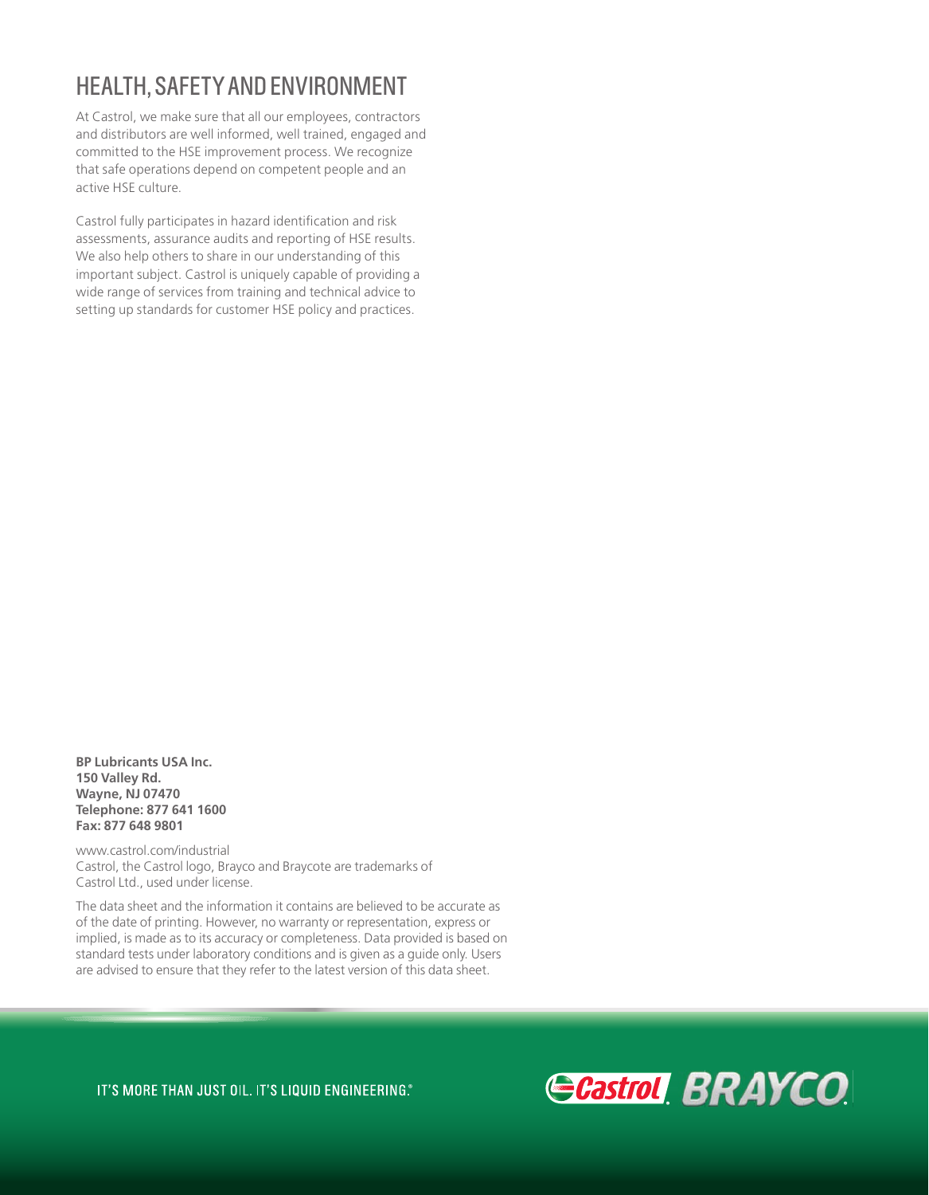# HEALTH, SAFETY AND ENVIRONMENT

At Castrol, we make sure that all our employees, contractors and distributors are well informed, well trained, engaged and committed to the HSE improvement process. We recognize that safe operations depend on competent people and an active HSE culture.

Castrol fully participates in hazard identification and risk assessments, assurance audits and reporting of HSE results. We also help others to share in our understanding of this important subject. Castrol is uniquely capable of providing a wide range of services from training and technical advice to setting up standards for customer HSE policy and practices.

**BP Lubricants USA Inc.**
**150 Valley Rd.**
**Wayne, NJ 07470**
**Telephone: 877 641 1600**
**Fax: 877 648 9801**

www.castrol.com/industrial
Castrol, the Castrol logo, Brayco and Braycote are trademarks of Castrol Ltd., used under license.

The data sheet and the information it contains are believed to be accurate as of the date of printing. However, no warranty or representation, express or implied, is made as to its accuracy or completeness. Data provided is based on standard tests under laboratory conditions and is given as a guide only. Users are advised to ensure that they refer to the latest version of this data sheet.

IT'S MORE THAN JUST OIL. IT'S LIQUID ENGINEERING.®

Castrol BRAYCO